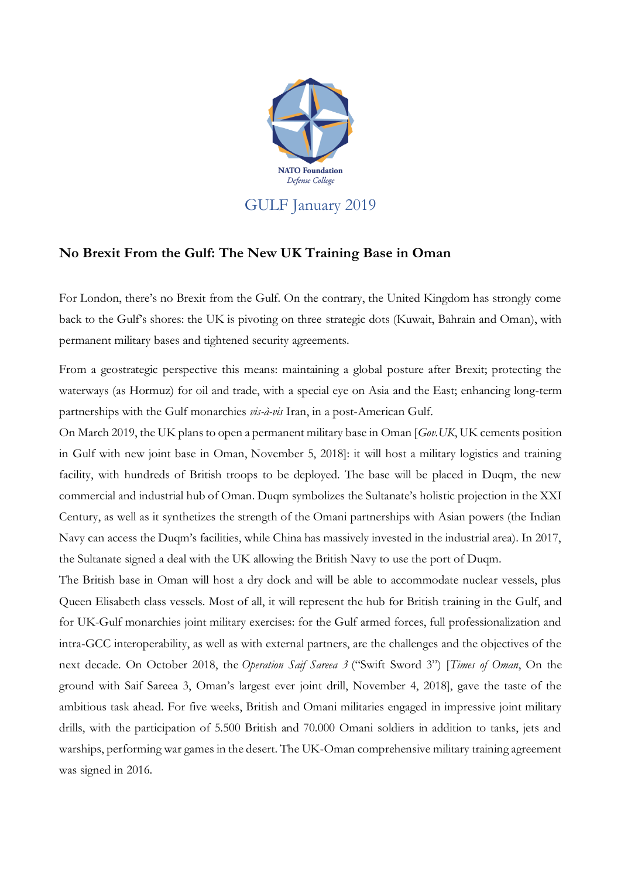NATO Foundation
*Defense College*

GULF January 2019

## No Brexit From the Gulf: The New UK Training Base in Oman

For London, there's no Brexit from the Gulf. On the contrary, the United Kingdom has strongly come back to the Gulf's shores: the UK is pivoting on three strategic dots (Kuwait, Bahrain and Oman), with permanent military bases and tightened security agreements.

From a geostrategic perspective this means: maintaining a global posture after Brexit; protecting the waterways (as Hormuz) for oil and trade, with a special eye on Asia and the East; enhancing long-term partnerships with the Gulf monarchies *vis-à-vis* Iran, in a post-American Gulf.

On March 2019, the UK plans to open a permanent military base in Oman [*Gov.UK*, UK cements position in Gulf with new joint base in Oman, November 5, 2018]: it will host a military logistics and training facility, with hundreds of British troops to be deployed. The base will be placed in Duqm, the new commercial and industrial hub of Oman. Duqm symbolizes the Sultanate's holistic projection in the XXI Century, as well as it synthetizes the strength of the Omani partnerships with Asian powers (the Indian Navy can access the Duqm's facilities, while China has massively invested in the industrial area). In 2017, the Sultanate signed a deal with the UK allowing the British Navy to use the port of Duqm.

The British base in Oman will host a dry dock and will be able to accommodate nuclear vessels, plus Queen Elisabeth class vessels. Most of all, it will represent the hub for British training in the Gulf, and for UK-Gulf monarchies joint military exercises: for the Gulf armed forces, full professionalization and intra-GCC interoperability, as well as with external partners, are the challenges and the objectives of the next decade. On October 2018, the *Operation Saif Sareea 3* ("Swift Sword 3") [*Times of Oman*, On the ground with Saif Sareea 3, Oman's largest ever joint drill, November 4, 2018], gave the taste of the ambitious task ahead. For five weeks, British and Omani militaries engaged in impressive joint military drills, with the participation of 5.500 British and 70.000 Omani soldiers in addition to tanks, jets and warships, performing war games in the desert. The UK-Oman comprehensive military training agreement was signed in 2016.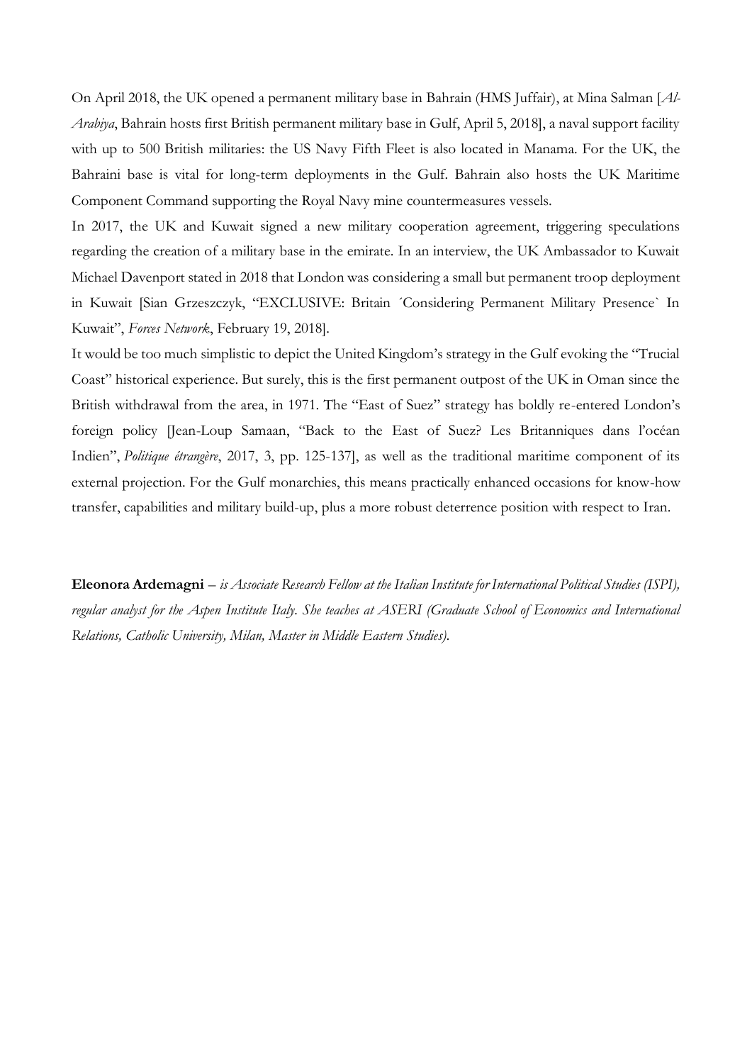On April 2018, the UK opened a permanent military base in Bahrain (HMS Juffair), at Mina Salman [*Al-Arabiya*, Bahrain hosts first British permanent military base in Gulf, April 5, 2018], a naval support facility with up to 500 British militaries: the US Navy Fifth Fleet is also located in Manama. For the UK, the Bahraini base is vital for long-term deployments in the Gulf. Bahrain also hosts the UK Maritime Component Command supporting the Royal Navy mine countermeasures vessels.

In 2017, the UK and Kuwait signed a new military cooperation agreement, triggering speculations regarding the creation of a military base in the emirate. In an interview, the UK Ambassador to Kuwait Michael Davenport stated in 2018 that London was considering a small but permanent troop deployment in Kuwait [Sian Grzeszczyk, "EXCLUSIVE: Britain ´Considering Permanent Military Presence` In Kuwait", *Forces Network*, February 19, 2018].

It would be too much simplistic to depict the United Kingdom's strategy in the Gulf evoking the "Trucial Coast" historical experience. But surely, this is the first permanent outpost of the UK in Oman since the British withdrawal from the area, in 1971. The "East of Suez" strategy has boldly re-entered London's foreign policy [Jean-Loup Samaan, "Back to the East of Suez? Les Britanniques dans l'océan Indien", *Politique étrangère*, 2017, 3, pp. 125-137], as well as the traditional maritime component of its external projection. For the Gulf monarchies, this means practically enhanced occasions for know-how transfer, capabilities and military build-up, plus a more robust deterrence position with respect to Iran.

**Eleonora Ardemagni** – *is Associate Research Fellow at the Italian Institute for International Political Studies (ISPI), regular analyst for the Aspen Institute Italy. She teaches at ASERI (Graduate School of Economics and International Relations, Catholic University, Milan, Master in Middle Eastern Studies).*